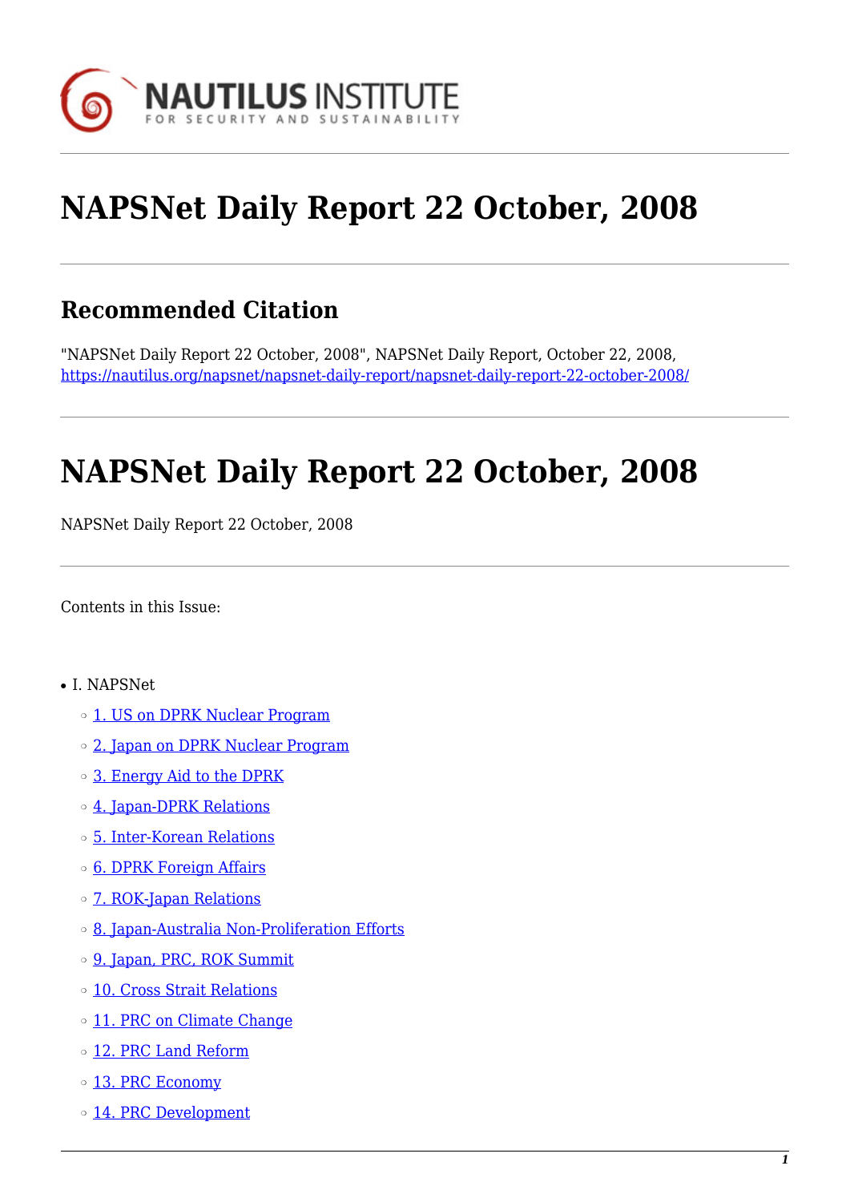# NAPSNet Daily Report 22 October, 2008

## Recommended Citation

"NAPSNet Daily Report 22 October, 2008", NAPSNet Daily Report, October 22, 2008, https://nautilus.org/napsnet/napsnet-daily-report/napsnet-daily-report-22-october-2008/

# NAPSNet Daily Report 22 October, 2008

NAPSNet Daily Report 22 October, 2008

Contents in this Issue:

- I. NAPSNet
  - 1. US on DPRK Nuclear Program
  - 2. Japan on DPRK Nuclear Program
  - 3. Energy Aid to the DPRK
  - 4. Japan-DPRK Relations
  - 5. Inter-Korean Relations
  - 6. DPRK Foreign Affairs
  - 7. ROK-Japan Relations
  - 8. Japan-Australia Non-Proliferation Efforts
  - 9. Japan, PRC, ROK Summit
  - 10. Cross Strait Relations
  - 11. PRC on Climate Change
  - 12. PRC Land Reform
  - 13. PRC Economy
  - 14. PRC Development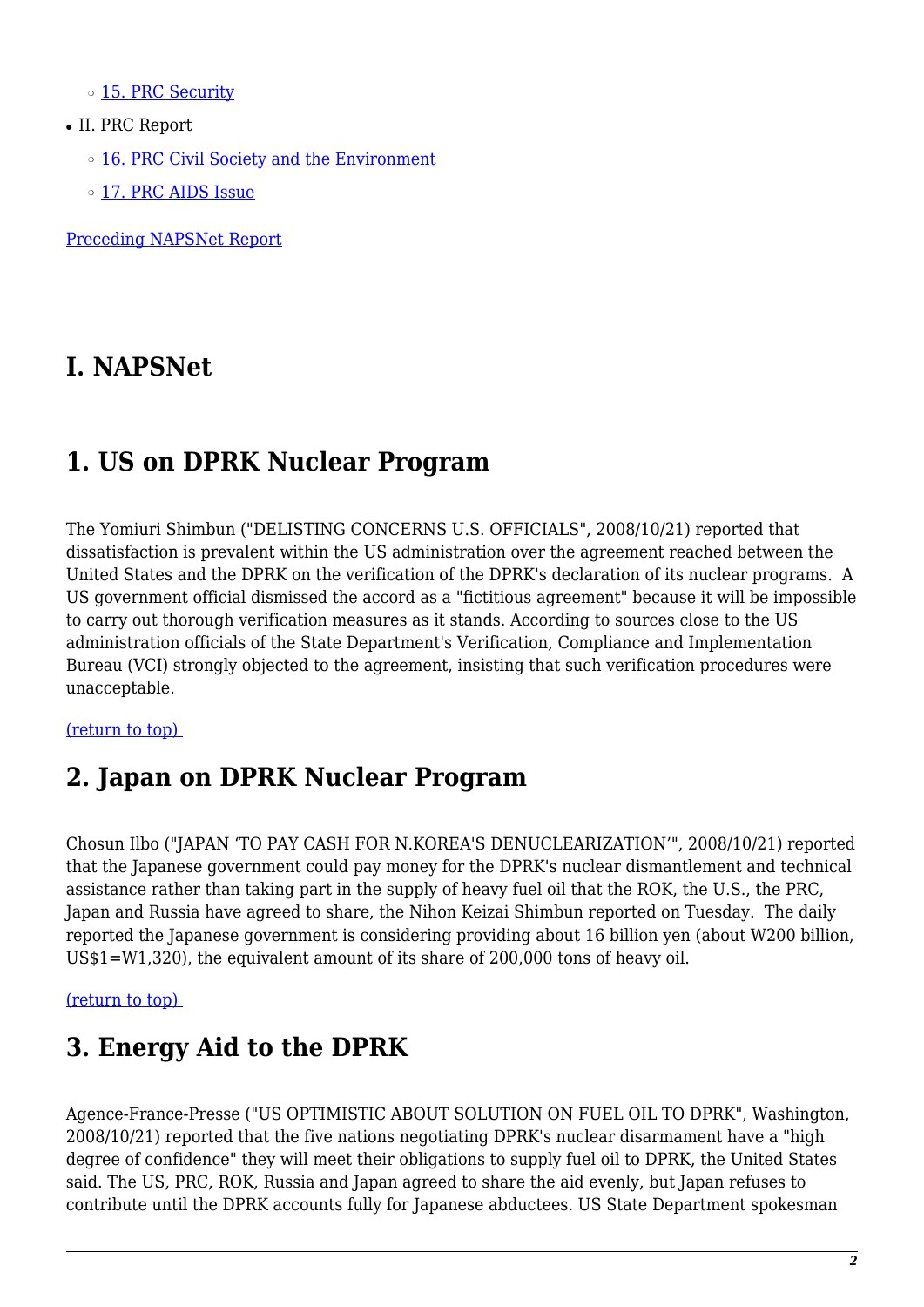- 15. PRC Security

- II. PRC Report
  - 16. PRC Civil Society and the Environment
  - 17. PRC AIDS Issue

Preceding NAPSNet Report

# I. NAPSNet

## 1. US on DPRK Nuclear Program

The Yomiuri Shimbun ("DELISTING CONCERNS U.S. OFFICIALS", 2008/10/21) reported that dissatisfaction is prevalent within the US administration over the agreement reached between the United States and the DPRK on the verification of the DPRK's declaration of its nuclear programs. A US government official dismissed the accord as a "fictitious agreement" because it will be impossible to carry out thorough verification measures as it stands. According to sources close to the US administration officials of the State Department's Verification, Compliance and Implementation Bureau (VCI) strongly objected to the agreement, insisting that such verification procedures were unacceptable.

(return to top)

## 2. Japan on DPRK Nuclear Program

Chosun Ilbo ("JAPAN 'TO PAY CASH FOR N.KOREA'S DENUCLEARIZATION'", 2008/10/21) reported that the Japanese government could pay money for the DPRK's nuclear dismantlement and technical assistance rather than taking part in the supply of heavy fuel oil that the ROK, the U.S., the PRC, Japan and Russia have agreed to share, the Nihon Keizai Shimbun reported on Tuesday. The daily reported the Japanese government is considering providing about 16 billion yen (about W200 billion, US$1=W1,320), the equivalent amount of its share of 200,000 tons of heavy oil.

(return to top)

## 3. Energy Aid to the DPRK

Agence-France-Presse ("US OPTIMISTIC ABOUT SOLUTION ON FUEL OIL TO DPRK", Washington, 2008/10/21) reported that the five nations negotiating DPRK's nuclear disarmament have a "high degree of confidence" they will meet their obligations to supply fuel oil to DPRK, the United States said. The US, PRC, ROK, Russia and Japan agreed to share the aid evenly, but Japan refuses to contribute until the DPRK accounts fully for Japanese abductees. US State Department spokesman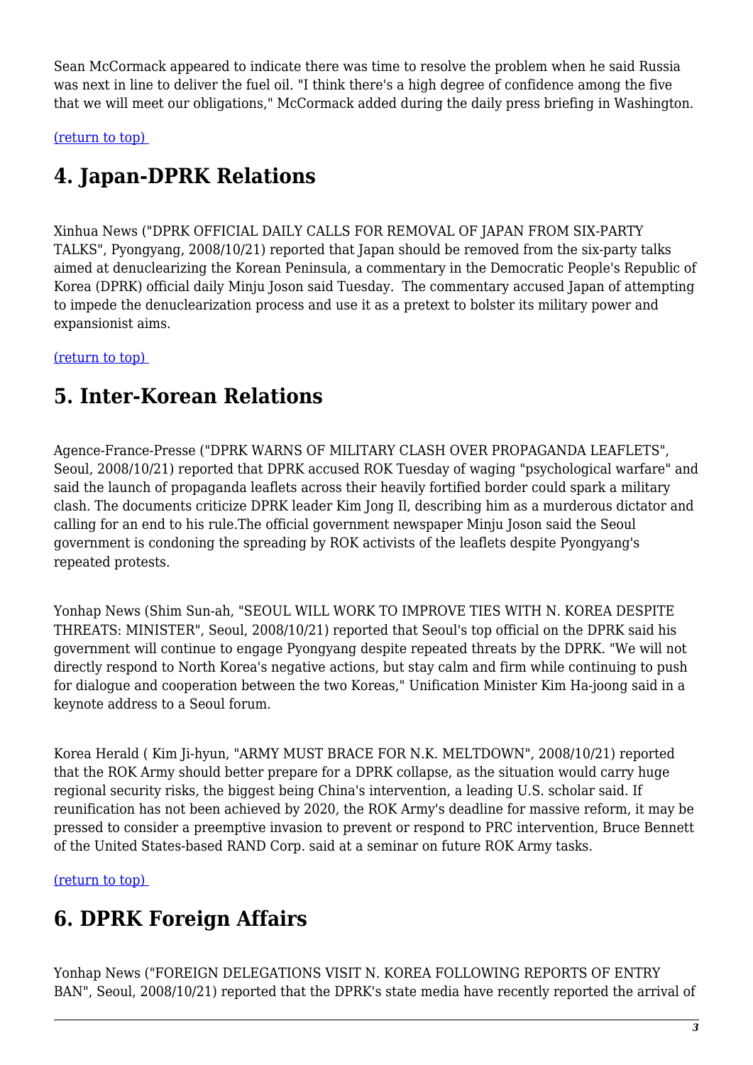Sean McCormack appeared to indicate there was time to resolve the problem when he said Russia was next in line to deliver the fuel oil. "I think there's a high degree of confidence among the five that we will meet our obligations," McCormack added during the daily press briefing in Washington.

(return to top)

# 4. Japan-DPRK Relations

Xinhua News ("DPRK OFFICIAL DAILY CALLS FOR REMOVAL OF JAPAN FROM SIX-PARTY TALKS", Pyongyang, 2008/10/21) reported that Japan should be removed from the six-party talks aimed at denuclearizing the Korean Peninsula, a commentary in the Democratic People's Republic of Korea (DPRK) official daily Minju Joson said Tuesday. The commentary accused Japan of attempting to impede the denuclearization process and use it as a pretext to bolster its military power and expansionist aims.

(return to top)

# 5. Inter-Korean Relations

Agence-France-Presse ("DPRK WARNS OF MILITARY CLASH OVER PROPAGANDA LEAFLETS", Seoul, 2008/10/21) reported that DPRK accused ROK Tuesday of waging "psychological warfare" and said the launch of propaganda leaflets across their heavily fortified border could spark a military clash. The documents criticize DPRK leader Kim Jong Il, describing him as a murderous dictator and calling for an end to his rule.The official government newspaper Minju Joson said the Seoul government is condoning the spreading by ROK activists of the leaflets despite Pyongyang's repeated protests.

Yonhap News (Shim Sun-ah, "SEOUL WILL WORK TO IMPROVE TIES WITH N. KOREA DESPITE THREATS: MINISTER", Seoul, 2008/10/21) reported that Seoul's top official on the DPRK said his government will continue to engage Pyongyang despite repeated threats by the DPRK. "We will not directly respond to North Korea's negative actions, but stay calm and firm while continuing to push for dialogue and cooperation between the two Koreas," Unification Minister Kim Ha-joong said in a keynote address to a Seoul forum.

Korea Herald ( Kim Ji-hyun, "ARMY MUST BRACE FOR N.K. MELTDOWN", 2008/10/21) reported that the ROK Army should better prepare for a DPRK collapse, as the situation would carry huge regional security risks, the biggest being China's intervention, a leading U.S. scholar said. If reunification has not been achieved by 2020, the ROK Army's deadline for massive reform, it may be pressed to consider a preemptive invasion to prevent or respond to PRC intervention, Bruce Bennett of the United States-based RAND Corp. said at a seminar on future ROK Army tasks.

(return to top)

# 6. DPRK Foreign Affairs

Yonhap News ("FOREIGN DELEGATIONS VISIT N. KOREA FOLLOWING REPORTS OF ENTRY BAN", Seoul, 2008/10/21) reported that the DPRK's state media have recently reported the arrival of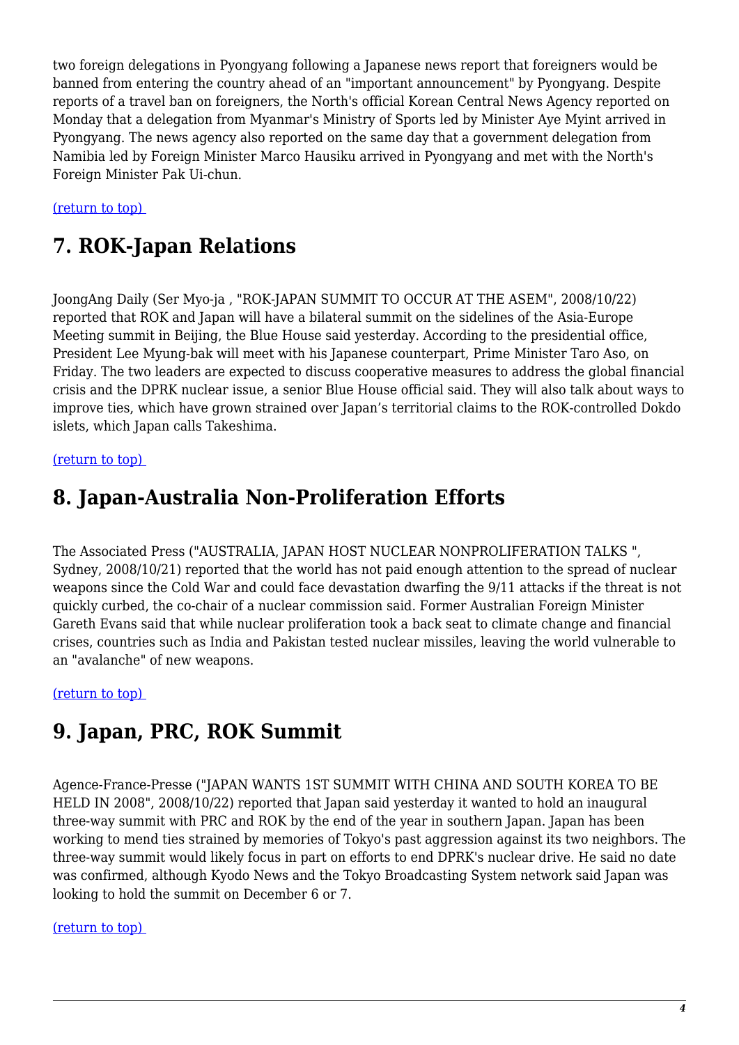two foreign delegations in Pyongyang following a Japanese news report that foreigners would be banned from entering the country ahead of an "important announcement" by Pyongyang. Despite reports of a travel ban on foreigners, the North's official Korean Central News Agency reported on Monday that a delegation from Myanmar's Ministry of Sports led by Minister Aye Myint arrived in Pyongyang. The news agency also reported on the same day that a government delegation from Namibia led by Foreign Minister Marco Hausiku arrived in Pyongyang and met with the North's Foreign Minister Pak Ui-chun.

(return to top)

## 7. ROK-Japan Relations

JoongAng Daily (Ser Myo-ja , "ROK-JAPAN SUMMIT TO OCCUR AT THE ASEM", 2008/10/22) reported that ROK and Japan will have a bilateral summit on the sidelines of the Asia-Europe Meeting summit in Beijing, the Blue House said yesterday. According to the presidential office, President Lee Myung-bak will meet with his Japanese counterpart, Prime Minister Taro Aso, on Friday. The two leaders are expected to discuss cooperative measures to address the global financial crisis and the DPRK nuclear issue, a senior Blue House official said. They will also talk about ways to improve ties, which have grown strained over Japan's territorial claims to the ROK-controlled Dokdo islets, which Japan calls Takeshima.

(return to top)

## 8. Japan-Australia Non-Proliferation Efforts

The Associated Press ("AUSTRALIA, JAPAN HOST NUCLEAR NONPROLIFERATION TALKS ", Sydney, 2008/10/21) reported that the world has not paid enough attention to the spread of nuclear weapons since the Cold War and could face devastation dwarfing the 9/11 attacks if the threat is not quickly curbed, the co-chair of a nuclear commission said. Former Australian Foreign Minister Gareth Evans said that while nuclear proliferation took a back seat to climate change and financial crises, countries such as India and Pakistan tested nuclear missiles, leaving the world vulnerable to an "avalanche" of new weapons.

(return to top)

## 9. Japan, PRC, ROK Summit

Agence-France-Presse ("JAPAN WANTS 1ST SUMMIT WITH CHINA AND SOUTH KOREA TO BE HELD IN 2008", 2008/10/22) reported that Japan said yesterday it wanted to hold an inaugural three-way summit with PRC and ROK by the end of the year in southern Japan. Japan has been working to mend ties strained by memories of Tokyo's past aggression against its two neighbors. The three-way summit would likely focus in part on efforts to end DPRK's nuclear drive. He said no date was confirmed, although Kyodo News and the Tokyo Broadcasting System network said Japan was looking to hold the summit on December 6 or 7.

(return to top)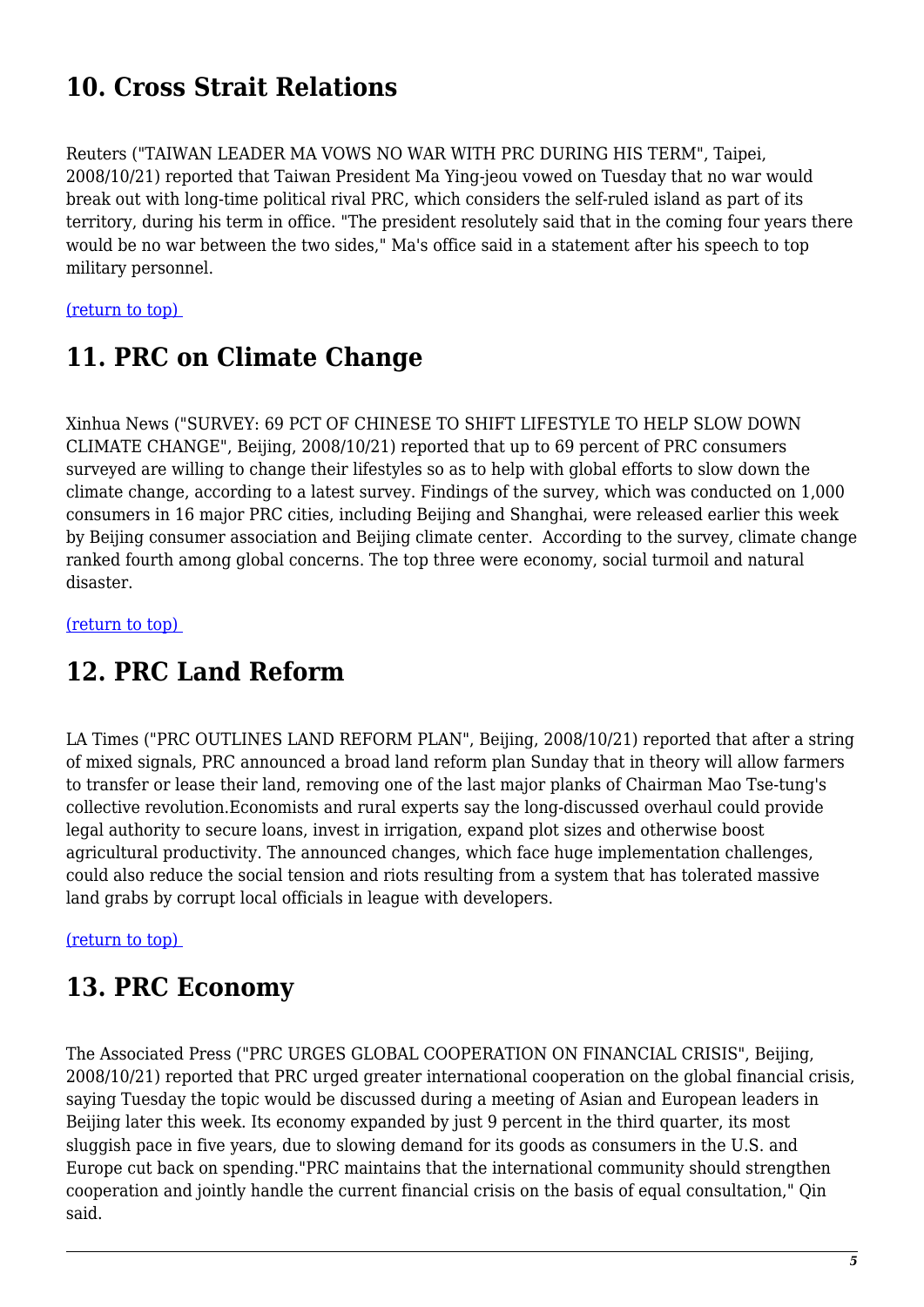## 10. Cross Strait Relations

Reuters ("TAIWAN LEADER MA VOWS NO WAR WITH PRC DURING HIS TERM", Taipei, 2008/10/21) reported that Taiwan President Ma Ying-jeou vowed on Tuesday that no war would break out with long-time political rival PRC, which considers the self-ruled island as part of its territory, during his term in office. "The president resolutely said that in the coming four years there would be no war between the two sides," Ma's office said in a statement after his speech to top military personnel.

(return to top)

## 11. PRC on Climate Change

Xinhua News ("SURVEY: 69 PCT OF CHINESE TO SHIFT LIFESTYLE TO HELP SLOW DOWN CLIMATE CHANGE", Beijing, 2008/10/21) reported that up to 69 percent of PRC consumers surveyed are willing to change their lifestyles so as to help with global efforts to slow down the climate change, according to a latest survey. Findings of the survey, which was conducted on 1,000 consumers in 16 major PRC cities, including Beijing and Shanghai, were released earlier this week by Beijing consumer association and Beijing climate center. According to the survey, climate change ranked fourth among global concerns. The top three were economy, social turmoil and natural disaster.

(return to top)

## 12. PRC Land Reform

LA Times ("PRC OUTLINES LAND REFORM PLAN", Beijing, 2008/10/21) reported that after a string of mixed signals, PRC announced a broad land reform plan Sunday that in theory will allow farmers to transfer or lease their land, removing one of the last major planks of Chairman Mao Tse-tung's collective revolution.Economists and rural experts say the long-discussed overhaul could provide legal authority to secure loans, invest in irrigation, expand plot sizes and otherwise boost agricultural productivity. The announced changes, which face huge implementation challenges, could also reduce the social tension and riots resulting from a system that has tolerated massive land grabs by corrupt local officials in league with developers.

(return to top)

## 13. PRC Economy

The Associated Press ("PRC URGES GLOBAL COOPERATION ON FINANCIAL CRISIS", Beijing, 2008/10/21) reported that PRC urged greater international cooperation on the global financial crisis, saying Tuesday the topic would be discussed during a meeting of Asian and European leaders in Beijing later this week. Its economy expanded by just 9 percent in the third quarter, its most sluggish pace in five years, due to slowing demand for its goods as consumers in the U.S. and Europe cut back on spending."PRC maintains that the international community should strengthen cooperation and jointly handle the current financial crisis on the basis of equal consultation," Qin said.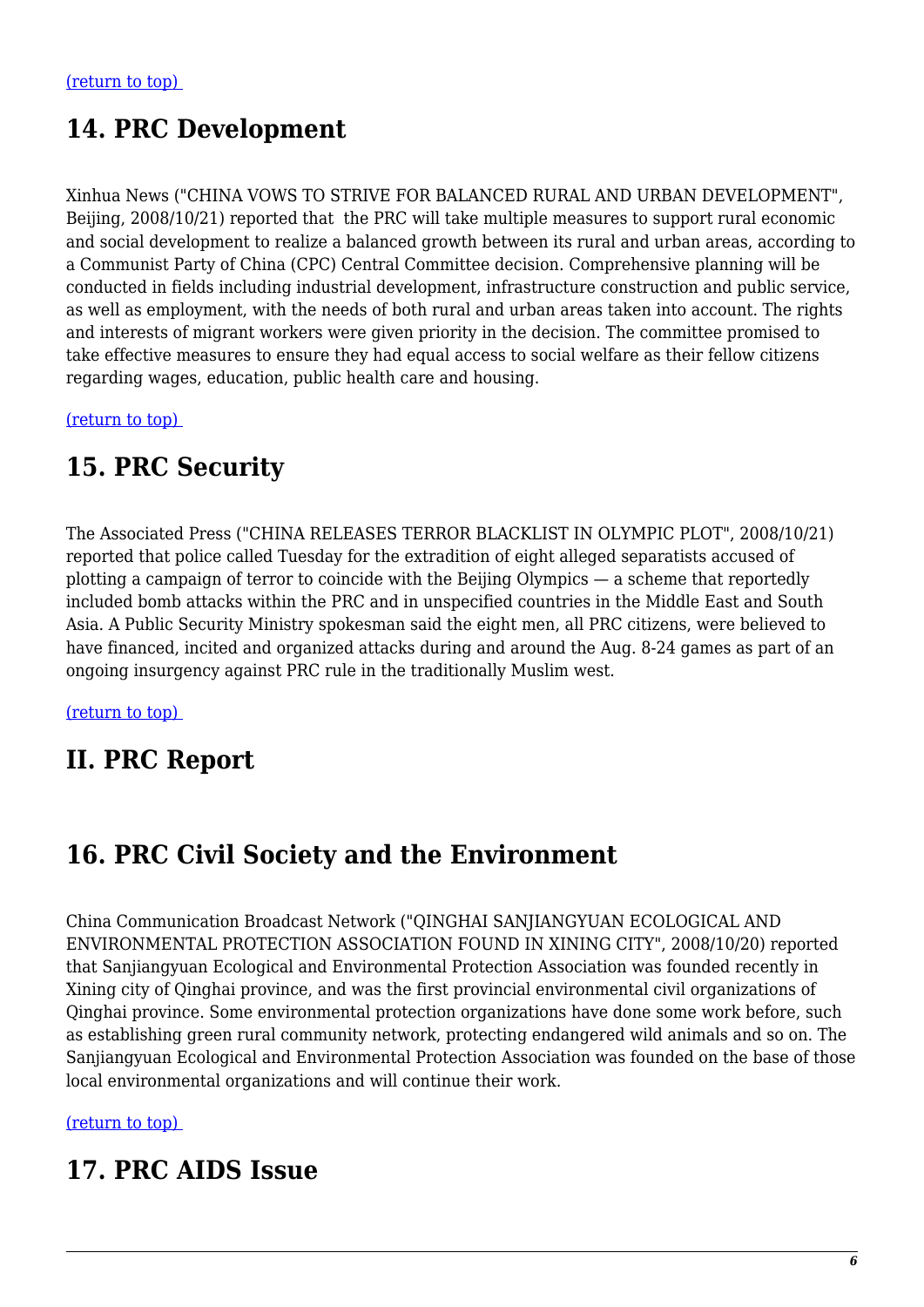[(return to top)](#top)

## 14. PRC Development

Xinhua News ("CHINA VOWS TO STRIVE FOR BALANCED RURAL AND URBAN DEVELOPMENT", Beijing, 2008/10/21) reported that the PRC will take multiple measures to support rural economic and social development to realize a balanced growth between its rural and urban areas, according to a Communist Party of China (CPC) Central Committee decision. Comprehensive planning will be conducted in fields including industrial development, infrastructure construction and public service, as well as employment, with the needs of both rural and urban areas taken into account. The rights and interests of migrant workers were given priority in the decision. The committee promised to take effective measures to ensure they had equal access to social welfare as their fellow citizens regarding wages, education, public health care and housing.

[(return to top)](#top)

## 15. PRC Security

The Associated Press ("CHINA RELEASES TERROR BLACKLIST IN OLYMPIC PLOT", 2008/10/21) reported that police called Tuesday for the extradition of eight alleged separatists accused of plotting a campaign of terror to coincide with the Beijing Olympics — a scheme that reportedly included bomb attacks within the PRC and in unspecified countries in the Middle East and South Asia. A Public Security Ministry spokesman said the eight men, all PRC citizens, were believed to have financed, incited and organized attacks during and around the Aug. 8-24 games as part of an ongoing insurgency against PRC rule in the traditionally Muslim west.

[(return to top)](#top)

## II. PRC Report

## 16. PRC Civil Society and the Environment

China Communication Broadcast Network ("QINGHAI SANJIANGYUAN ECOLOGICAL AND ENVIRONMENTAL PROTECTION ASSOCIATION FOUND IN XINING CITY", 2008/10/20) reported that Sanjiangyuan Ecological and Environmental Protection Association was founded recently in Xining city of Qinghai province, and was the first provincial environmental civil organizations of Qinghai province. Some environmental protection organizations have done some work before, such as establishing green rural community network, protecting endangered wild animals and so on. The Sanjiangyuan Ecological and Environmental Protection Association was founded on the base of those local environmental organizations and will continue their work.

[(return to top)](#top)

## 17. PRC AIDS Issue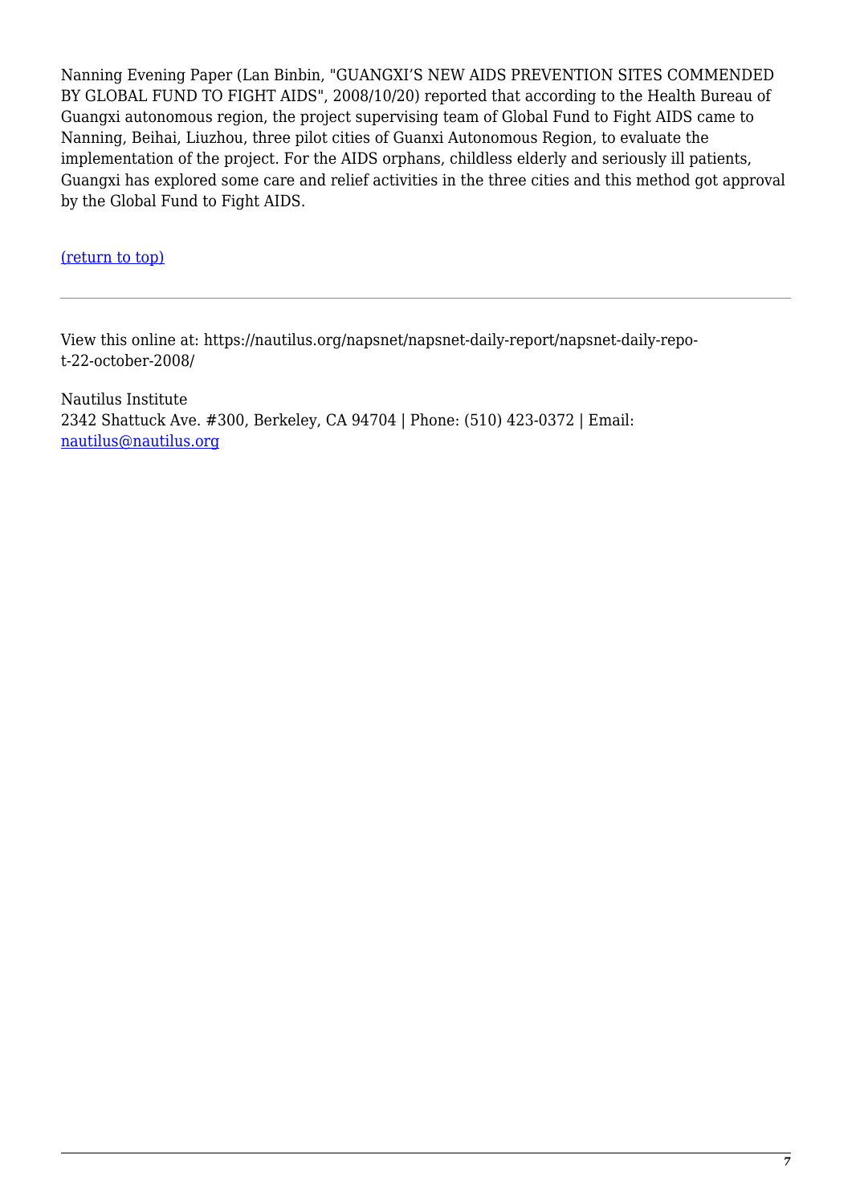Nanning Evening Paper (Lan Binbin, "GUANGXI'S NEW AIDS PREVENTION SITES COMMENDED BY GLOBAL FUND TO FIGHT AIDS", 2008/10/20) reported that according to the Health Bureau of Guangxi autonomous region, the project supervising team of Global Fund to Fight AIDS came to Nanning, Beihai, Liuzhou, three pilot cities of Guanxi Autonomous Region, to evaluate the implementation of the project. For the AIDS orphans, childless elderly and seriously ill patients, Guangxi has explored some care and relief activities in the three cities and this method got approval by the Global Fund to Fight AIDS.

(return to top)

---

View this online at: https://nautilus.org/napsnet/napsnet-daily-report/napsnet-daily-report-22-october-2008/

Nautilus Institute
2342 Shattuck Ave. #300, Berkeley, CA 94704 | Phone: (510) 423-0372 | Email: nautilus@nautilus.org